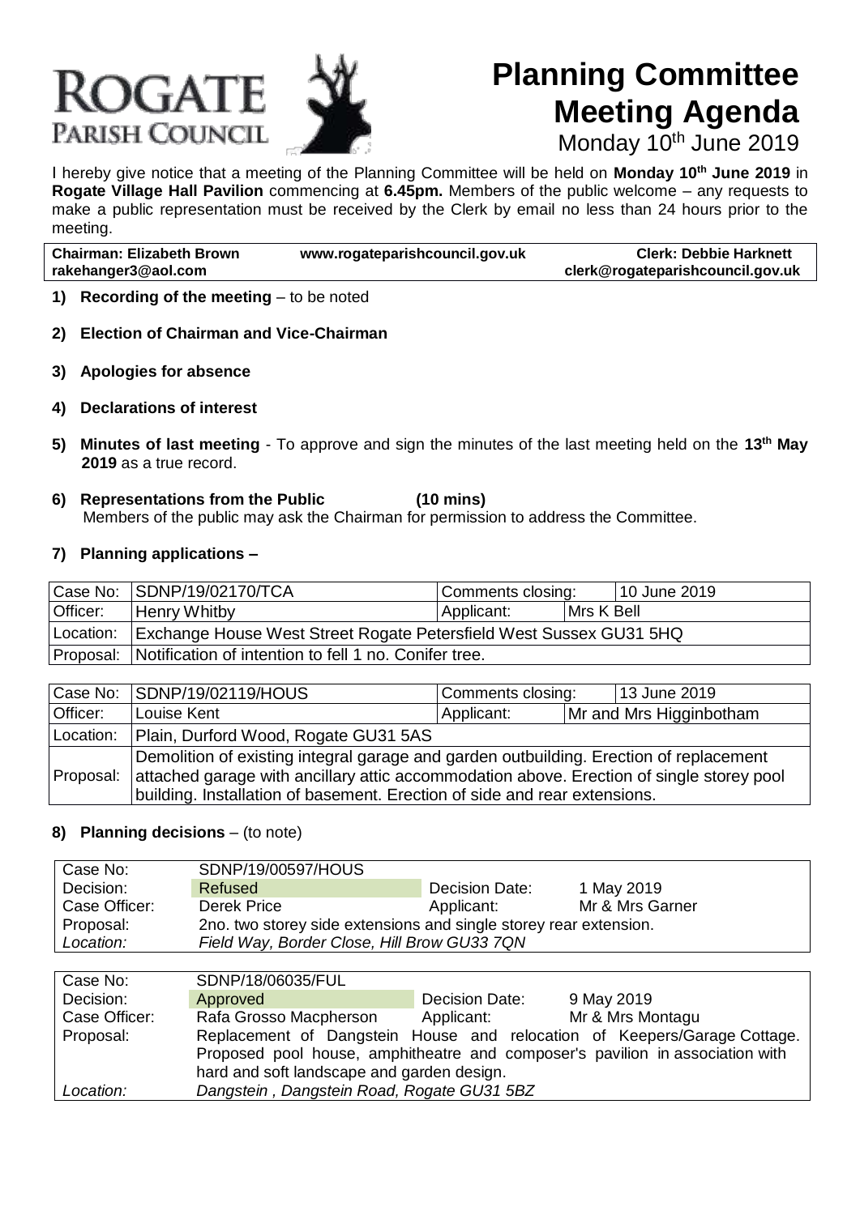# ROGATE PARISH COUNCIL

# Planning Committee Meeting Agenda

Monday 10th June 2019

I hereby give notice that a meeting of the Planning Committee will be held on **Monday 10th June 2019** in **Rogate Village Hall Pavilion** commencing at **6.45pm.** Members of the public welcome – any requests to make a public representation must be received by the Clerk by email no less than 24 hours prior to the meeting.

| **Chairman: Elizabeth Brown** rakehanger3@aol.com | **www.rogateparishcouncil.gov.uk** | **Clerk: Debbie Harknett** clerk@rogateparishcouncil.gov.uk |
|---|---|---|

1) **Recording of the meeting** – to be noted

2) **Election of Chairman and Vice-Chairman**

3) **Apologies for absence**

4) **Declarations of interest**

5) **Minutes of last meeting** - To approve and sign the minutes of the last meeting held on the **13th May 2019** as a true record.

6) **Representations from the Public (10 mins)**
   Members of the public may ask the Chairman for permission to address the Committee.

7) **Planning applications –**

| Case No: | SDNP/19/02170/TCA | Comments closing: | 10 June 2019 |
|---|---|---|---|
| Officer: | Henry Whitby | Applicant: | Mrs K Bell |
| Location: | Exchange House West Street Rogate Petersfield West Sussex GU31 5HQ | | |
| Proposal: | Notification of intention to fell 1 no. Conifer tree. | | |

| Case No: | SDNP/19/02119/HOUS | Comments closing: | 13 June 2019 |
|---|---|---|---|
| Officer: | Louise Kent | Applicant: | Mr and Mrs Higginbotham |
| Location: | Plain, Durford Wood, Rogate GU31 5AS | | |
| Proposal: | Demolition of existing integral garage and garden outbuilding. Erection of replacement attached garage with ancillary attic accommodation above. Erection of single storey pool building. Installation of basement. Erection of side and rear extensions. | | |

8) **Planning decisions** – (to note)

| Case No: | SDNP/19/00597/HOUS | | |
|---|---|---|---|
| Decision: | Refused | Decision Date: | 1 May 2019 |
| Case Officer: | Derek Price | Applicant: | Mr & Mrs Garner |
| Proposal: | 2no. two storey side extensions and single storey rear extension. | | |
| *Location:* | *Field Way, Border Close, Hill Brow GU33 7QN* | | |

| Case No: | SDNP/18/06035/FUL | | |
|---|---|---|---|
| Decision: | Approved | Decision Date: | 9 May 2019 |
| Case Officer: | Rafa Grosso Macpherson | Applicant: | Mr & Mrs Montagu |
| Proposal: | Replacement of Dangstein House and relocation of Keepers/Garage Cottage. Proposed pool house, amphitheatre and composer's pavilion in association with hard and soft landscape and garden design. | | |
| *Location:* | *Dangstein , Dangstein Road, Rogate GU31 5BZ* | | |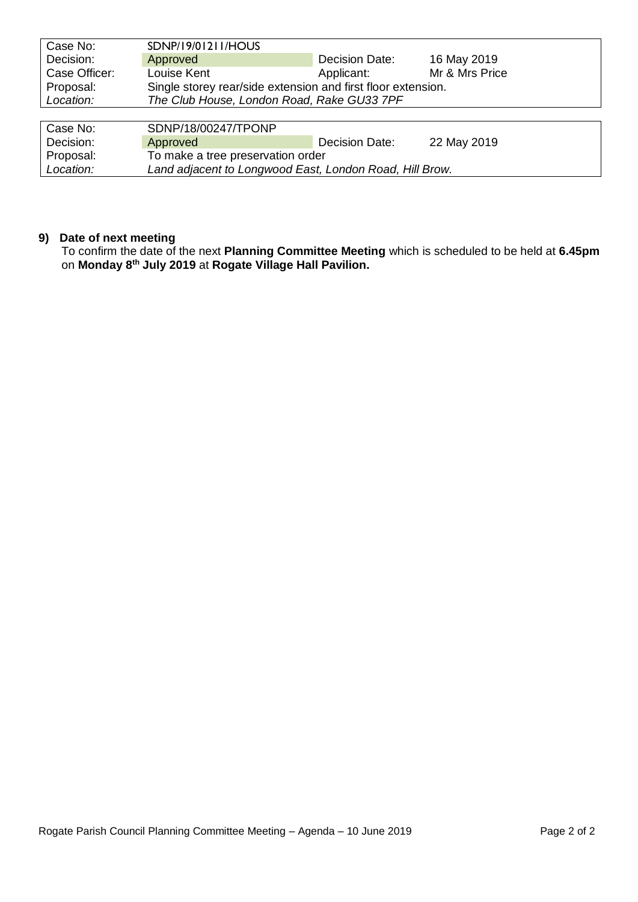| | | | |
|---|---|---|---|
| Case No: | SDNP/19/01211/HOUS | | |
| Decision: | Approved | Decision Date: | 16 May 2019 |
| Case Officer: | Louise Kent | Applicant: | Mr & Mrs Price |
| Proposal: | Single storey rear/side extension and first floor extension. | | |
| *Location:* | *The Club House, London Road, Rake GU33 7PF* | | |

| | | | |
|---|---|---|---|
| Case No: | SDNP/18/00247/TPONP | | |
| Decision: | Approved | Decision Date: | 22 May 2019 |
| Proposal: | To make a tree preservation order | | |
| *Location:* | *Land adjacent to Longwood East, London Road, Hill Brow.* | | |

**9) Date of next meeting**

To confirm the date of the next **Planning Committee Meeting** which is scheduled to be held at **6.45pm** on **Monday 8th July 2019** at **Rogate Village Hall Pavilion.**